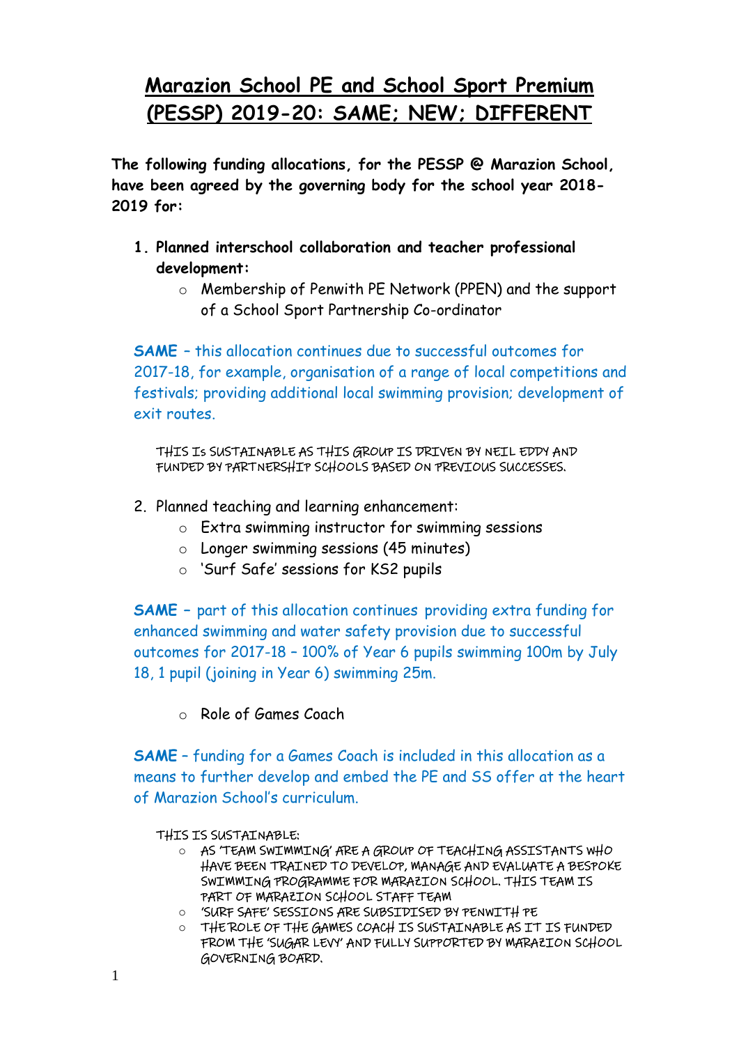# Marazion School PE and School Sport Premium (PESSP) 2019-20: SAME; NEW; DIFFERENT

**The following funding allocations, for the PESSP @ Marazion School, have been agreed by the governing body for the school year 2018-2019 for:**

1. **Planned interschool collaboration and teacher professional development:**
   - Membership of Penwith PE Network (PPEN) and the support of a School Sport Partnership Co-ordinator

**SAME** – this allocation continues due to successful outcomes for 2017-18, for example, organisation of a range of local competitions and festivals; providing additional local swimming provision; development of exit routes.

THIS Is SUSTAINABLE AS THIS GROUP IS DRIVEN BY NEIL EDDY AND FUNDED BY PARTNERSHIP SCHOOLS BASED ON PREVIOUS SUCCESSES.

2. Planned teaching and learning enhancement:
   - Extra swimming instructor for swimming sessions
   - Longer swimming sessions (45 minutes)
   - 'Surf Safe' sessions for KS2 pupils

**SAME** – part of this allocation continues providing extra funding for enhanced swimming and water safety provision due to successful outcomes for 2017-18 – 100% of Year 6 pupils swimming 100m by July 18, 1 pupil (joining in Year 6) swimming 25m.

   - Role of Games Coach

**SAME** – funding for a Games Coach is included in this allocation as a means to further develop and embed the PE and SS offer at the heart of Marazion School's curriculum.

THIS IS SUSTAINABLE:

- AS 'TEAM SWIMMING' ARE A GROUP OF TEACHING ASSISTANTS WHO HAVE BEEN TRAINED TO DEVELOP, MANAGE AND EVALUATE A BESPOKE SWIMMING PROGRAMME FOR MARAZION SCHOOL. THIS TEAM IS PART OF MARAZION SCHOOL STAFF TEAM
- 'SURF SAFE' SESSIONS ARE SUBSIDISED BY PENWITH PE
- THE ROLE OF THE GAMES COACH IS SUSTAINABLE AS IT IS FUNDED FROM THE 'SUGAR LEVY' AND FULLY SUPPORTED BY MARAZION SCHOOL GOVERNING BOARD.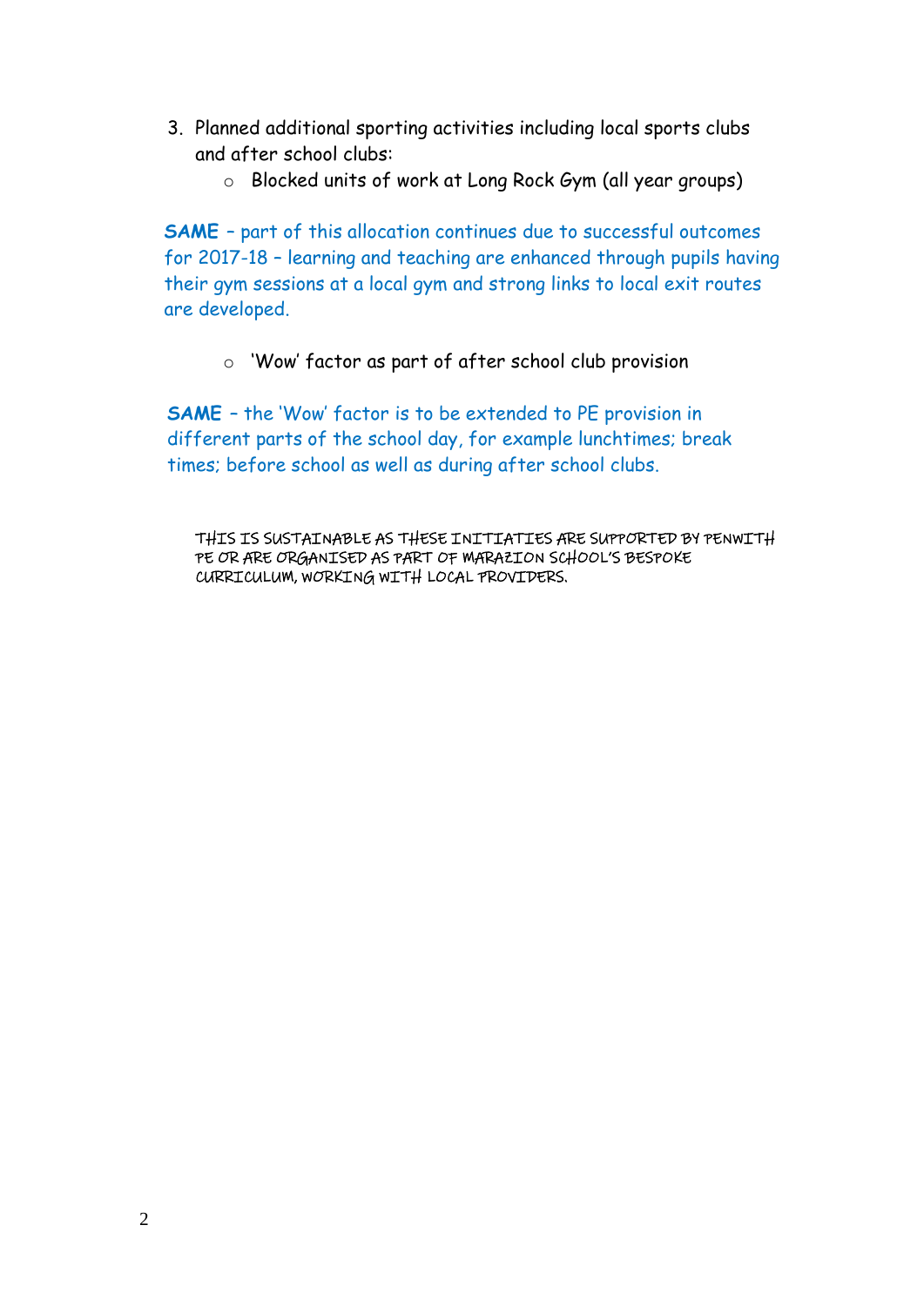3. Planned additional sporting activities including local sports clubs and after school clubs:
    - Blocked units of work at Long Rock Gym (all year groups)

**SAME** – part of this allocation continues due to successful outcomes for 2017-18 – learning and teaching are enhanced through pupils having their gym sessions at a local gym and strong links to local exit routes are developed.

- 'Wow' factor as part of after school club provision

**SAME** – the 'Wow' factor is to be extended to PE provision in different parts of the school day, for example lunchtimes; break times; before school as well as during after school clubs.

THIS IS SUSTAINABLE AS THESE INITIATIES ARE SUPPORTED BY PENWITH PE OR ARE ORGANISED AS PART OF MARAZION SCHOOL'S BESPOKE CURRICULUM, WORKING WITH LOCAL PROVIDERS.